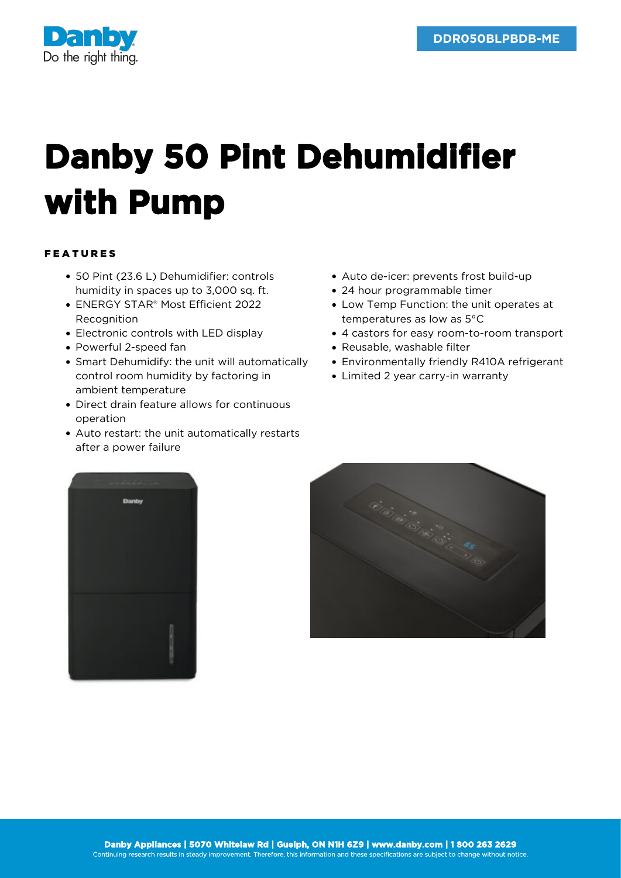DDR050BLPBDB-ME

# Danby 50 Pint Dehumidifier with Pump

## FEATURES

- 50 Pint (23.6 L) Dehumidifier: controls humidity in spaces up to 3,000 sq. ft.
- ENERGY STAR® Most Efficient 2022 Recognition
- Electronic controls with LED display
- Powerful 2-speed fan
- Smart Dehumidify: the unit will automatically control room humidity by factoring in ambient temperature
- Direct drain feature allows for continuous operation
- Auto restart: the unit automatically restarts after a power failure
- Auto de-icer: prevents frost build-up
- 24 hour programmable timer
- Low Temp Function: the unit operates at temperatures as low as 5°C
- 4 castors for easy room-to-room transport
- Reusable, washable filter
- Environmentally friendly R410A refrigerant
- Limited 2 year carry-in warranty

**Danby Appliances | 5070 Whitelaw Rd | Guelph, ON N1H 6Z9 | www.danby.com | 1 800 263 2629**
Continuing research results in steady improvement. Therefore, this information and these specifications are subject to change without notice.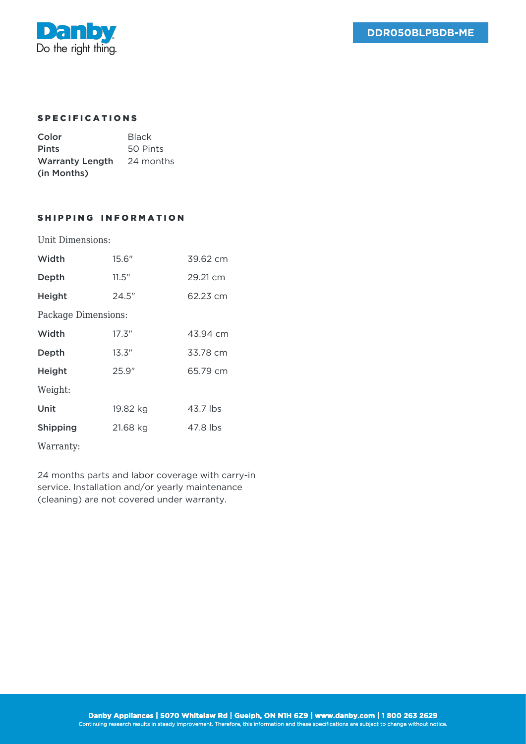# SPECIFICATIONS

| | |
|---|---|
| **Color** | Black |
| **Pints** | 50 Pints |
| **Warranty Length (in Months)** | 24 months |

# SHIPPING INFORMATION

Unit Dimensions:

| | | |
|---|---|---|
| **Width** | 15.6" | 39.62 cm |
| **Depth** | 11.5" | 29.21 cm |
| **Height** | 24.5" | 62.23 cm |

Package Dimensions:

| | | |
|---|---|---|
| **Width** | 17.3" | 43.94 cm |
| **Depth** | 13.3" | 33.78 cm |
| **Height** | 25.9" | 65.79 cm |

Weight:

| | | |
|---|---|---|
| **Unit** | 19.82 kg | 43.7 lbs |
| **Shipping** | 21.68 kg | 47.8 lbs |

Warranty:

24 months parts and labor coverage with carry-in service. Installation and/or yearly maintenance (cleaning) are not covered under warranty.

**Danby Appliances | 5070 Whitelaw Rd | Guelph, ON N1H 6Z9 | www.danby.com | 1 800 263 2629**

Continuing research results in steady improvement. Therefore, this information and these specifications are subject to change without notice.